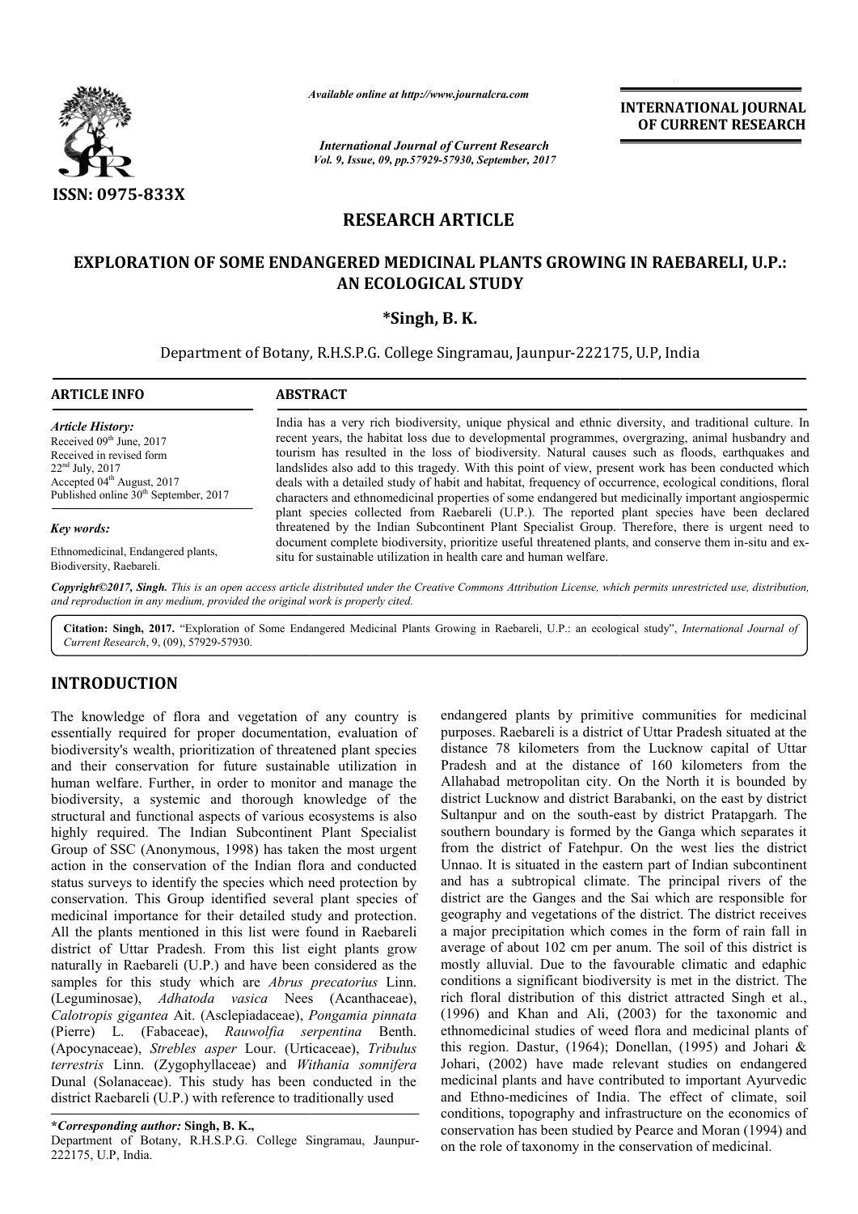ISSN: 0975-833X

*Available online at http://www.journalcra.com*

*International Journal of Current Research*
*Vol. 9, Issue, 09, pp.57929-57930, September, 2017*

**INTERNATIONAL JOURNAL OF CURRENT RESEARCH**

# RESEARCH ARTICLE

# EXPLORATION OF SOME ENDANGERED MEDICINAL PLANTS GROWING IN RAEBARELI, U.P.: AN ECOLOGICAL STUDY

**\*Singh, B. K.**

Department of Botany, R.H.S.P.G. College Singramau, Jaunpur-222175, U.P, India

**ARTICLE INFO**

*Article History:*
Received 09th June, 2017
Received in revised form
22nd July, 2017
Accepted 04th August, 2017
Published online 30th September, 2017

*Key words:*
Ethnomedicinal, Endangered plants, Biodiversity, Raebareli.

**ABSTRACT**

India has a very rich biodiversity, unique physical and ethnic diversity, and traditional culture. In recent years, the habitat loss due to developmental programmes, overgrazing, animal husbandry and tourism has resulted in the loss of biodiversity. Natural causes such as floods, earthquakes and landslides also add to this tragedy. With this point of view, present work has been conducted which deals with a detailed study of habit and habitat, frequency of occurrence, ecological conditions, floral characters and ethnomedicinal properties of some endangered but medicinally important angiospermic plant species collected from Raebareli (U.P.). The reported plant species have been declared threatened by the Indian Subcontinent Plant Specialist Group. Therefore, there is urgent need to document complete biodiversity, prioritize useful threatened plants, and conserve them in-situ and ex-situ for sustainable utilization in health care and human welfare.

*Copyright©2017, Singh. This is an open access article distributed under the Creative Commons Attribution License, which permits unrestricted use, distribution, and reproduction in any medium, provided the original work is properly cited.*

**Citation: Singh, 2017.** "Exploration of Some Endangered Medicinal Plants Growing in Raebareli, U.P.: an ecological study", *International Journal of Current Research*, 9, (09), 57929-57930.

## INTRODUCTION

The knowledge of flora and vegetation of any country is essentially required for proper documentation, evaluation of biodiversity's wealth, prioritization of threatened plant species and their conservation for future sustainable utilization in human welfare. Further, in order to monitor and manage the biodiversity, a systemic and thorough knowledge of the structural and functional aspects of various ecosystems is also highly required. The Indian Subcontinent Plant Specialist Group of SSC (Anonymous, 1998) has taken the most urgent action in the conservation of the Indian flora and conducted status surveys to identify the species which need protection by conservation. This Group identified several plant species of medicinal importance for their detailed study and protection. All the plants mentioned in this list were found in Raebareli district of Uttar Pradesh. From this list eight plants grow naturally in Raebareli (U.P.) and have been considered as the samples for this study which are *Abrus precatorius* Linn. (Leguminosae), *Adhatoda vasica* Nees (Acanthaceae), *Calotropis gigantea* Ait. (Asclepiadaceae), *Pongamia pinnata* (Pierre) L. (Fabaceae), *Rauwolfia serpentina* Benth. (Apocynaceae), *Strebles asper* Lour. (Urticaceae), *Tribulus terrestris* Linn. (Zygophyllaceae) and *Withania somnifera* Dunal (Solanaceae). This study has been conducted in the district Raebareli (U.P.) with reference to traditionally used endangered plants by primitive communities for medicinal purposes. Raebareli is a district of Uttar Pradesh situated at the distance 78 kilometers from the Lucknow capital of Uttar Pradesh and at the distance of 160 kilometers from the Allahabad metropolitan city. On the North it is bounded by district Lucknow and district Barabanki, on the east by district Sultanpur and on the south-east by district Pratapgarh. The southern boundary is formed by the Ganga which separates it from the district of Fatehpur. On the west lies the district Unnao. It is situated in the eastern part of Indian subcontinent and has a subtropical climate. The principal rivers of the district are the Ganges and the Sai which are responsible for geography and vegetations of the district. The district receives a major precipitation which comes in the form of rain fall in average of about 102 cm per anum. The soil of this district is mostly alluvial. Due to the favourable climatic and edaphic conditions a significant biodiversity is met in the district. The rich floral distribution of this district attracted Singh et al., (1996) and Khan and Ali, (2003) for the taxonomic and ethnomedicinal studies of weed flora and medicinal plants of this region. Dastur, (1964); Donellan, (1995) and Johari & Johari, (2002) have made relevant studies on endangered medicinal plants and have contributed to important Ayurvedic and Ethno-medicines of India. The effect of climate, soil conditions, topography and infrastructure on the economics of conservation has been studied by Pearce and Moran (1994) and on the role of taxonomy in the conservation of medicinal.

**\*Corresponding author: Singh, B. K.,**
Department of Botany, R.H.S.P.G. College Singramau, Jaunpur-222175, U.P, India.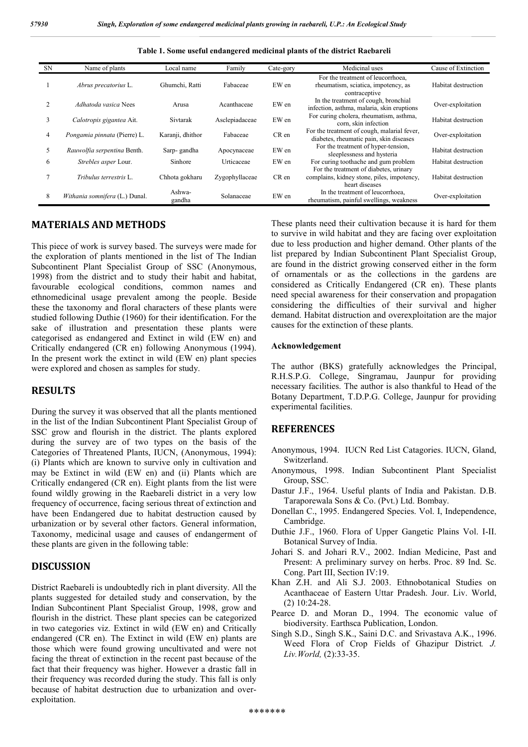Table 1. Some useful endangered medicinal plants of the district Raebareli

| SN | Name of plants | Local name | Family | Cate-gory | Medicinal uses | Cause of Extinction |
|---|---|---|---|---|---|---|
| 1 | *Abrus precatorius* L. | Ghumchi, Ratti | Fabaceae | EW en | For the treatment of leucorrhoea, rheumatism, sciatica, impotency, as contraceptive | Habitat destruction |
| 2 | *Adhatoda vasica* Nees | Arusa | Acanthaceae | EW en | In the treatment of cough, bronchial infection, asthma, malaria, skin eruptions | Over-exploitation |
| 3 | *Calotropis gigantea* Ait. | Sivtarak | Asclepiadaceae | EW en | For curing cholera, rheumatism, asthma, corn, skin infection | Habitat destruction |
| 4 | *Pongamia pinnata* (Pierre) L. | Karanji, dhithor | Fabaceae | CR en | For the treatment of cough, malarial fever, diabetes, rheumatic pain, skin diseases | Over-exploitation |
| 5 | *Rauwolfia serpentina* Benth. | Sarp- gandha | Apocynaceae | EW en | For the treatment of hyper-tension, sleeplessness and hysteria | Habitat destruction |
| 6 | *Strebles asper* Lour. | Sinhore | Urticaceae | EW en | For curing toothache and gum problem | Habitat destruction |
| 7 | *Tribulus terrestris* L. | Chhota gokharu | Zygophyllaceae | CR en | For the treatment of diabetes, urinary complains, kidney stone, piles, impotency, heart diseases | Habitat destruction |
| 8 | *Withania somnifera* (L.) Dunal. | Ashwa-gandha | Solanaceae | EW en | In the treatment of leucorrhoea, rheumatism, painful swellings, weakness | Over-exploitation |

## MATERIALS AND METHODS

This piece of work is survey based. The surveys were made for the exploration of plants mentioned in the list of The Indian Subcontinent Plant Specialist Group of SSC (Anonymous, 1998) from the district and to study their habit and habitat, favourable ecological conditions, common names and ethnomedicinal usage prevalent among the people. Beside these the taxonomy and floral characters of these plants were studied following Duthie (1960) for their identification. For the sake of illustration and presentation these plants were categorised as endangered and Extinct in wild (EW en) and Critically endangered (CR en) following Anonymous (1994). In the present work the extinct in wild (EW en) plant species were explored and chosen as samples for study.

## RESULTS

During the survey it was observed that all the plants mentioned in the list of the Indian Subcontinent Plant Specialist Group of SSC grow and flourish in the district. The plants explored during the survey are of two types on the basis of the Categories of Threatened Plants, IUCN, (Anonymous, 1994): (i) Plants which are known to survive only in cultivation and may be Extinct in wild (EW en) and (ii) Plants which are Critically endangered (CR en). Eight plants from the list were found wildly growing in the Raebareli district in a very low frequency of occurrence, facing serious threat of extinction and have been Endangered due to habitat destruction caused by urbanization or by several other factors. General information, Taxonomy, medicinal usage and causes of endangerment of these plants are given in the following table:

## DISCUSSION

District Raebareli is undoubtedly rich in plant diversity. All the plants suggested for detailed study and conservation, by the Indian Subcontinent Plant Specialist Group, 1998, grow and flourish in the district. These plant species can be categorized in two categories viz. Extinct in wild (EW en) and Critically endangered (CR en). The Extinct in wild (EW en) plants are those which were found growing uncultivated and were not facing the threat of extinction in the recent past because of the fact that their frequency was higher. However a drastic fall in their frequency was recorded during the study. This fall is only because of habitat destruction due to urbanization and over-exploitation.

These plants need their cultivation because it is hard for them to survive in wild habitat and they are facing over exploitation due to less production and higher demand. Other plants of the list prepared by Indian Subcontinent Plant Specialist Group, are found in the district growing conserved either in the form of ornamentals or as the collections in the gardens are considered as Critically Endangered (CR en). These plants need special awareness for their conservation and propagation considering the difficulties of their survival and higher demand. Habitat distruction and overexploitation are the major causes for the extinction of these plants.

### Acknowledgement

The author (BKS) gratefully acknowledges the Principal, R.H.S.P.G. College, Singramau, Jaunpur for providing necessary facilities. The author is also thankful to Head of the Botany Department, T.D.P.G. College, Jaunpur for providing experimental facilities.

## REFERENCES

Anonymous, 1994. IUCN Red List Catagories. IUCN, Gland, Switzerland.

Anonymous, 1998. Indian Subcontinent Plant Specialist Group, SSC.

Dastur J.F., 1964. Useful plants of India and Pakistan. D.B. Taraporewala Sons & Co. (Pvt.) Ltd. Bombay.

Donellan C., 1995. Endangered Species. Vol. I, Independence, Cambridge.

Duthie J.F., 1960. Flora of Upper Gangetic Plains Vol. I-II. Botanical Survey of India.

Johari S. and Johari R.V., 2002. Indian Medicine, Past and Present: A preliminary survey on herbs. Proc. 89 Ind. Sc. Cong. Part III, Section IV:19.

Khan Z.H. and Ali S.J. 2003. Ethnobotanical Studies on Acanthaceae of Eastern Uttar Pradesh. Jour. Liv. World, (2) 10:24-28.

Pearce D. and Moran D., 1994. The economic value of biodiversity. Earthsca Publication, London.

Singh S.D., Singh S.K., Saini D.C. and Srivastava A.K., 1996. Weed Flora of Crop Fields of Ghazipur District. *J. Liv.World,* (2):33-35.

\*\*\*\*\*\*\*